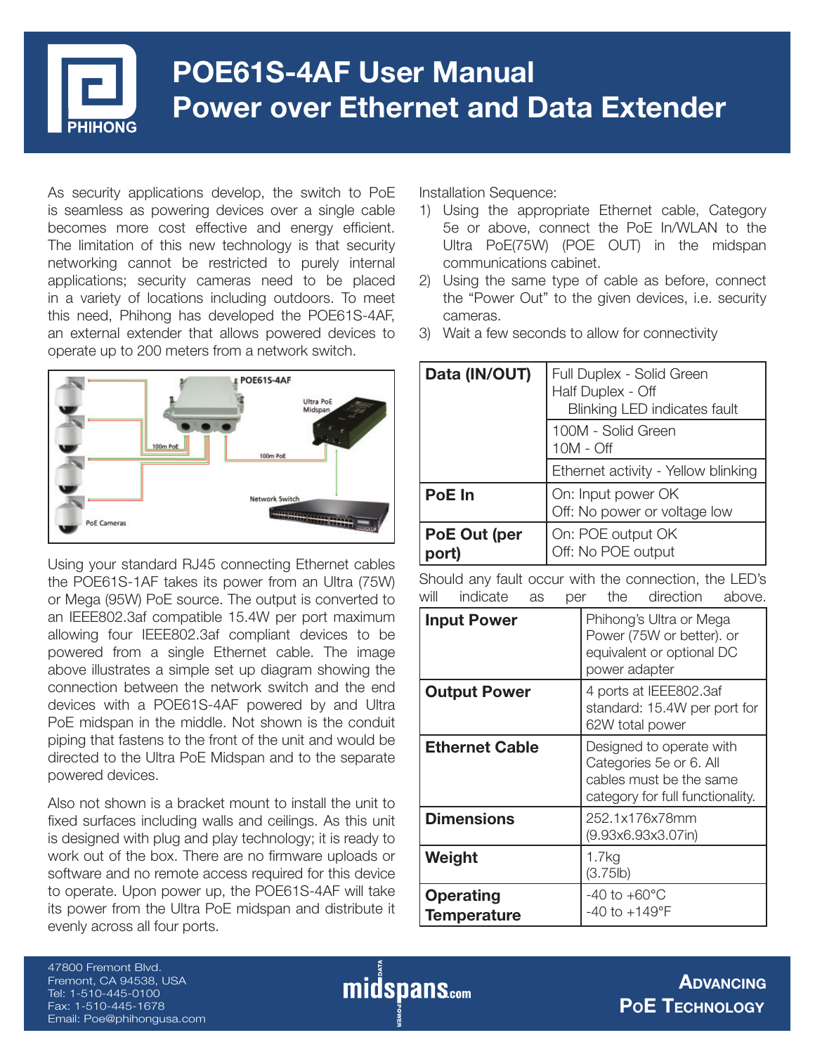# POE61S-4AF User Manual
# Power over Ethernet and Data Extender

As security applications develop, the switch to PoE is seamless as powering devices over a single cable becomes more cost effective and energy efficient. The limitation of this new technology is that security networking cannot be restricted to purely internal applications; security cameras need to be placed in a variety of locations including outdoors. To meet this need, Phihong has developed the POE61S-4AF, an external extender that allows powered devices to operate up to 200 meters from a network switch.

Using your standard RJ45 connecting Ethernet cables the POE61S-1AF takes its power from an Ultra (75W) or Mega (95W) PoE source. The output is converted to an IEEE802.3af compatible 15.4W per port maximum allowing four IEEE802.3af compliant devices to be powered from a single Ethernet cable. The image above illustrates a simple set up diagram showing the connection between the network switch and the end devices with a POE61S-4AF powered by and Ultra PoE midspan in the middle. Not shown is the conduit piping that fastens to the front of the unit and would be directed to the Ultra PoE Midspan and to the separate powered devices.

Also not shown is a bracket mount to install the unit to fixed surfaces including walls and ceilings. As this unit is designed with plug and play technology; it is ready to work out of the box. There are no firmware uploads or software and no remote access required for this device to operate. Upon power up, the POE61S-4AF will take its power from the Ultra PoE midspan and distribute it evenly across all four ports.

Installation Sequence:

1) Using the appropriate Ethernet cable, Category 5e or above, connect the PoE In/WLAN to the Ultra PoE(75W) (POE OUT) in the midspan communications cabinet.
2) Using the same type of cable as before, connect the "Power Out" to the given devices, i.e. security cameras.
3) Wait a few seconds to allow for connectivity

| | |
|---|---|
| **Data (IN/OUT)** | Full Duplex - Solid Green<br>Half Duplex - Off<br>Blinking LED indicates fault |
| | 100M - Solid Green<br>10M - Off |
| | Ethernet activity - Yellow blinking |
| **PoE In** | On: Input power OK<br>Off: No power or voltage low |
| **PoE Out (per port)** | On: POE output OK<br>Off: No POE output |

Should any fault occur with the connection, the LED's will indicate as per the direction above.

| | |
|---|---|
| **Input Power** | Phihong's Ultra or Mega Power (75W or better). or equivalent or optional DC power adapter |
| **Output Power** | 4 ports at IEEE802.3af standard: 15.4W per port for 62W total power |
| **Ethernet Cable** | Desgined to operate with Categories 5e or 6. All cables must be the same category for full functionality. |
| **Dimensions** | 252.1x176x78mm (9.93x6.93x3.07in) |
| **Weight** | 1.7kg (3.75lb) |
| **Operating Temperature** | -40 to +60°C<br>-40 to +149°F |

47800 Fremont Blvd.
Fremont, CA 94538, USA
Tel: 1-510-445-0100
Fax: 1-510-445-1678
Email: Poe@phihongusa.com

ADVANCING POE TECHNOLOGY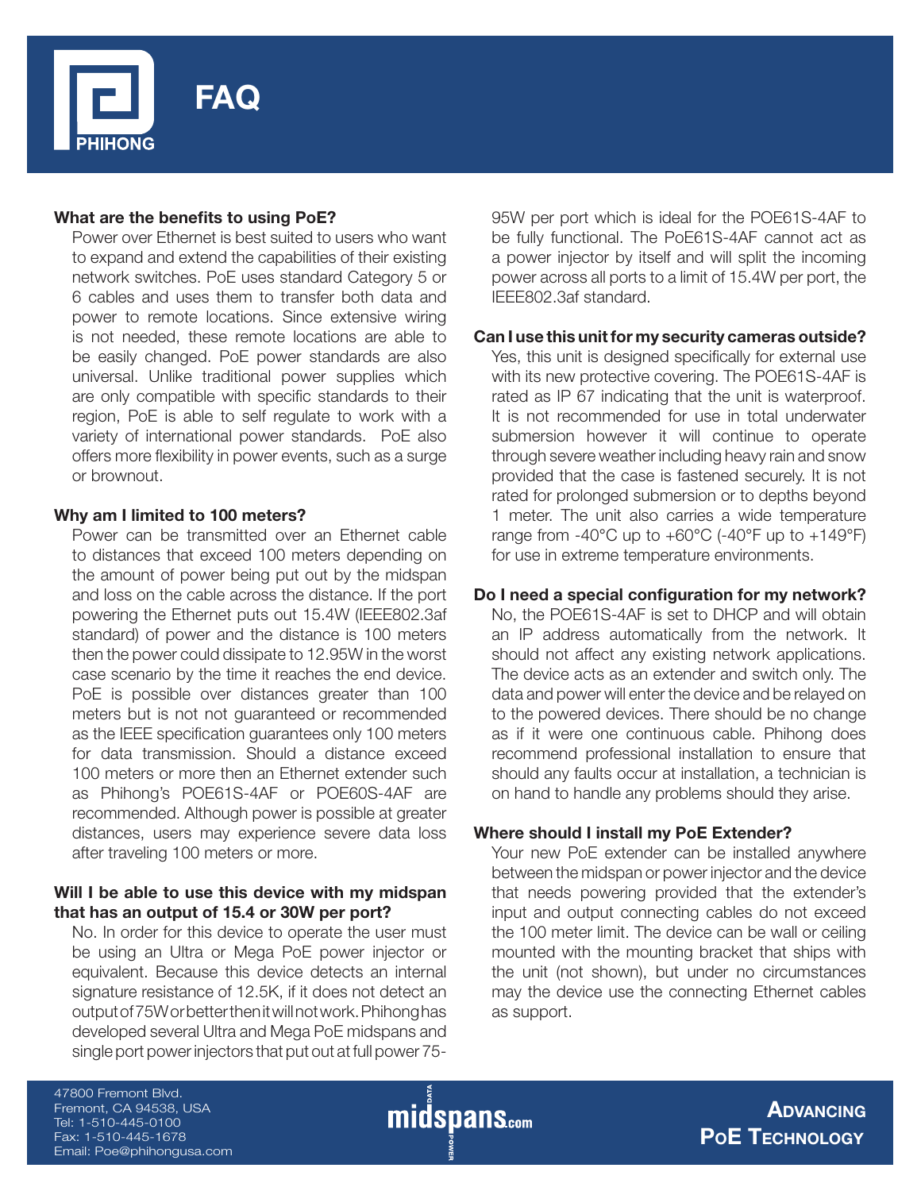# FAQ

**What are the benefits to using PoE?**

Power over Ethernet is best suited to users who want to expand and extend the capabilities of their existing network switches. PoE uses standard Category 5 or 6 cables and uses them to transfer both data and power to remote locations. Since extensive wiring is not needed, these remote locations are able to be easily changed. PoE power standards are also universal. Unlike traditional power supplies which are only compatible with specific standards to their region, PoE is able to self regulate to work with a variety of international power standards. PoE also offers more flexibility in power events, such as a surge or brownout.

**Why am I limited to 100 meters?**

Power can be transmitted over an Ethernet cable to distances that exceed 100 meters depending on the amount of power being put out by the midspan and loss on the cable across the distance. If the port powering the Ethernet puts out 15.4W (IEEE802.3af standard) of power and the distance is 100 meters then the power could dissipate to 12.95W in the worst case scenario by the time it reaches the end device. PoE is possible over distances greater than 100 meters but is not not guaranteed or recommended as the IEEE specification guarantees only 100 meters for data transmission. Should a distance exceed 100 meters or more then an Ethernet extender such as Phihong's POE61S-4AF or POE60S-4AF are recommended. Although power is possible at greater distances, users may experience severe data loss after traveling 100 meters or more.

**Will I be able to use this device with my midspan that has an output of 15.4 or 30W per port?**

No. In order for this device to operate the user must be using an Ultra or Mega PoE power injector or equivalent. Because this device detects an internal signature resistance of 12.5K, if it does not detect an output of 75W or better then it will not work. Phihong has developed several Ultra and Mega PoE midspans and single port power injectors that put out at full power 75-95W per port which is ideal for the POE61S-4AF to be fully functional. The PoE61S-4AF cannot act as a power injector by itself and will split the incoming power across all ports to a limit of 15.4W per port, the IEEE802.3af standard.

**Can I use this unit for my security cameras outside?**

Yes, this unit is designed specifically for external use with its new protective covering. The POE61S-4AF is rated as IP 67 indicating that the unit is waterproof. It is not recommended for use in total underwater submersion however it will continue to operate through severe weather including heavy rain and snow provided that the case is fastened securely. It is not rated for prolonged submersion or to depths beyond 1 meter. The unit also carries a wide temperature range from -40°C up to +60°C (-40°F up to +149°F) for use in extreme temperature environments.

**Do I need a special configuration for my network?**

No, the POE61S-4AF is set to DHCP and will obtain an IP address automatically from the network. It should not affect any existing network applications. The device acts as an extender and switch only. The data and power will enter the device and be relayed on to the powered devices. There should be no change as if it were one continuous cable. Phihong does recommend professional installation to ensure that should any faults occur at installation, a technician is on hand to handle any problems should they arise.

**Where should I install my PoE Extender?**

Your new PoE extender can be installed anywhere between the midspan or power injector and the device that needs powering provided that the extender's input and output connecting cables do not exceed the 100 meter limit. The device can be wall or ceiling mounted with the mounting bracket that ships with the unit (not shown), but under no circumstances may the device use the connecting Ethernet cables as support.

47800 Fremont Blvd.
Fremont, CA 94538, USA
Tel: 1-510-445-0100
Fax: 1-510-445-1678
Email: Poe@phihongusa.com

midspans.com

ADVANCING PoE TECHNOLOGY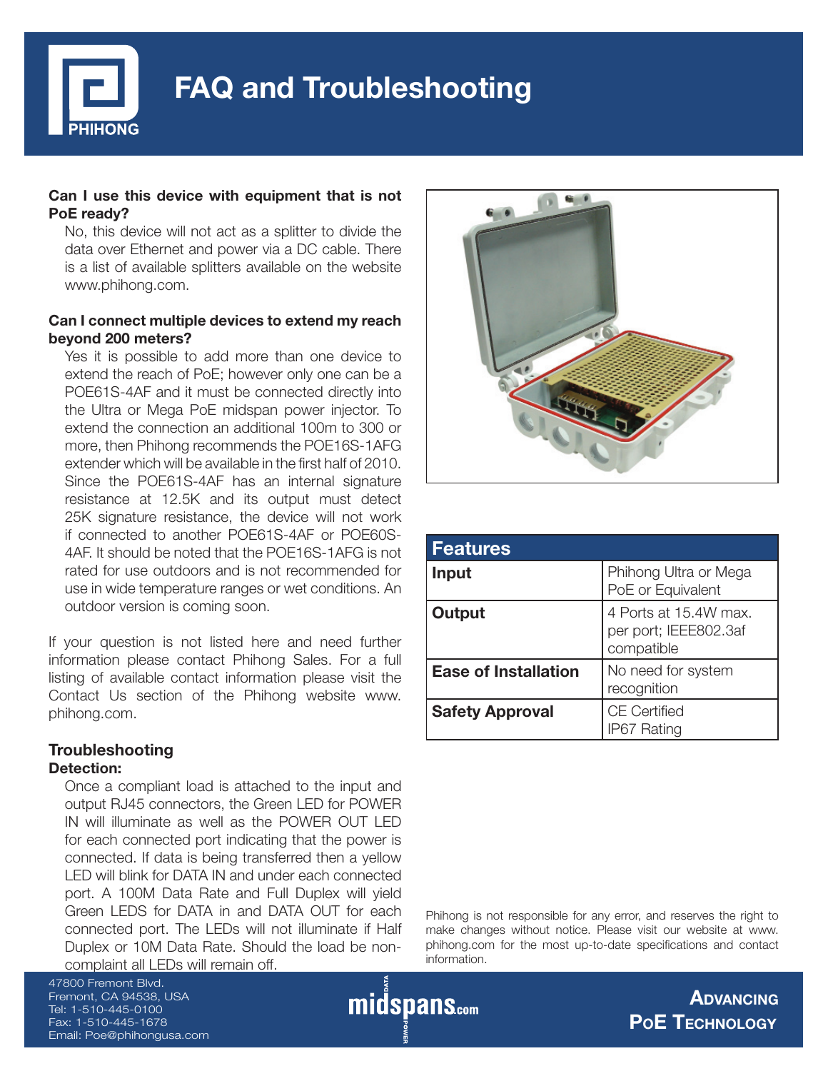# FAQ and Troubleshooting

**Can I use this device with equipment that is not PoE ready?**

No, this device will not act as a splitter to divide the data over Ethernet and power via a DC cable. There is a list of available splitters available on the website www.phihong.com.

**Can I connect multiple devices to extend my reach beyond 200 meters?**

Yes it is possible to add more than one device to extend the reach of PoE; however only one can be a POE61S-4AF and it must be connected directly into the Ultra or Mega PoE midspan power injector. To extend the connection an additional 100m to 300 or more, then Phihong recommends the POE16S-1AFG extender which will be available in the first half of 2010. Since the POE61S-4AF has an internal signature resistance at 12.5K and its output must detect 25K signature resistance, the device will not work if connected to another POE61S-4AF or POE60S-4AF. It should be noted that the POE16S-1AFG is not rated for use outdoors and is not recommended for use in wide temperature ranges or wet conditions. An outdoor version is coming soon.

If your question is not listed here and need further information please contact Phihong Sales. For a full listing of available contact information please visit the Contact Us section of the Phihong website www.phihong.com.

## Troubleshooting

**Detection:**

Once a compliant load is attached to the input and output RJ45 connectors, the Green LED for POWER IN will illuminate as well as the POWER OUT LED for each connected port indicating that the power is connected. If data is being transferred then a yellow LED will blink for DATA IN and under each connected port. A 100M Data Rate and Full Duplex will yield Green LEDS for DATA in and DATA OUT for each connected port. The LEDs will not illuminate if Half Duplex or 10M Data Rate. Should the load be non-complaint all LEDs will remain off.

| Features | |
|---|---|
| **Input** | Phihong Ultra or Mega PoE or Equivalent |
| **Output** | 4 Ports at 15.4W max. per port; IEEE802.3af compatible |
| **Ease of Installation** | No need for system recognition |
| **Safety Approval** | CE Certified<br>IP67 Rating |

Phihong is not responsible for any error, and reserves the right to make changes without notice. Please visit our website at www.phihong.com for the most up-to-date specifications and contact information.

47800 Fremont Blvd.
Fremont, CA 94538, USA
Tel: 1-510-445-0100
Fax: 1-510-445-1678
Email: Poe@phihongusa.com

midspans.com

ADVANCING PoE TECHNOLOGY